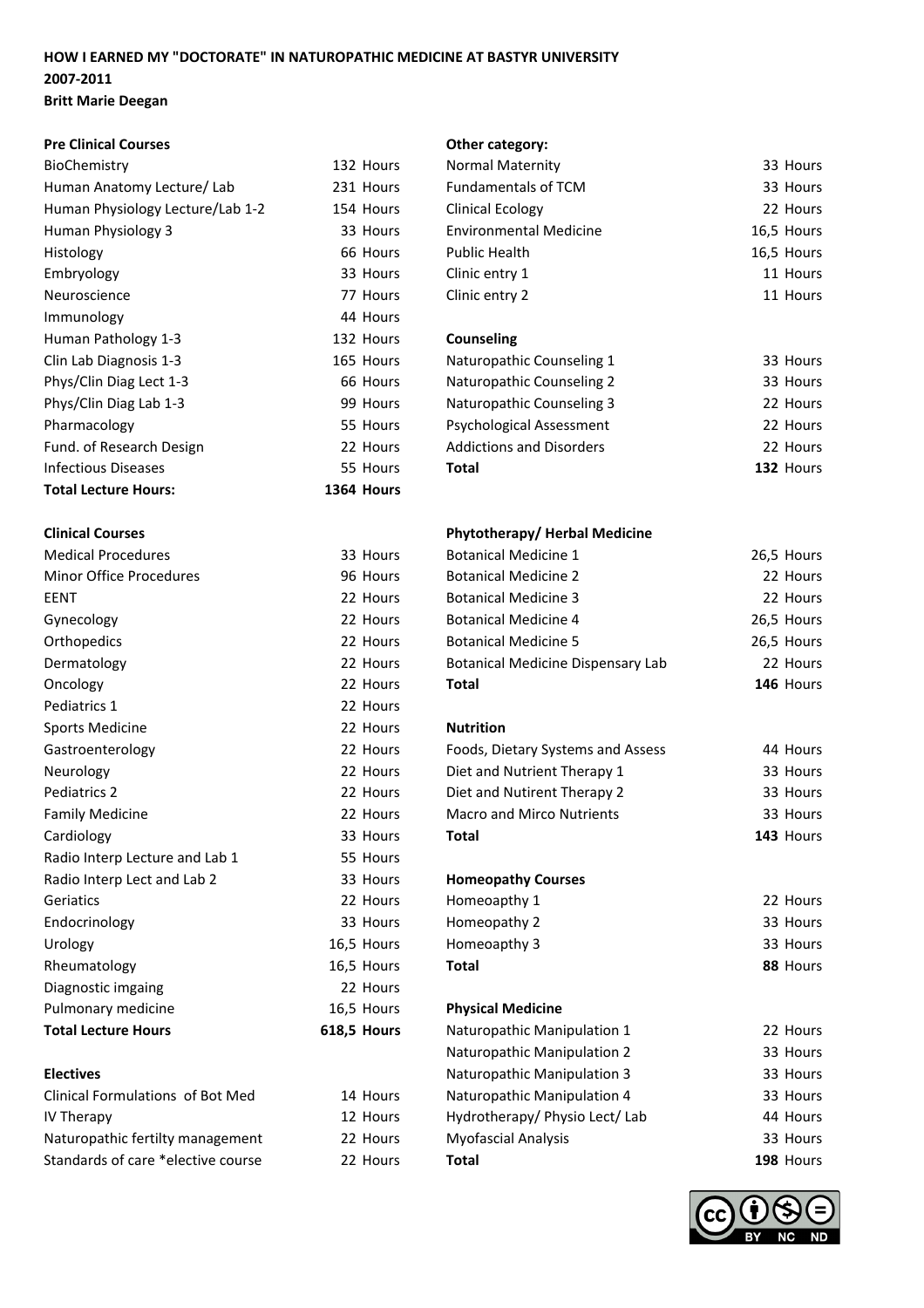**HOW I EARNED MY "DOCTORATE" IN NATUROPATHIC MEDICINE AT BASTYR UNIVERSITY**
**2007-2011**
**Britt Marie Deegan**

**Pre Clinical Courses**

| | |
|---|---|
| BioChemistry | 132 Hours |
| Human Anatomy Lecture/ Lab | 231 Hours |
| Human Physiology Lecture/Lab 1-2 | 154 Hours |
| Human Physiology 3 | 33 Hours |
| Histology | 66 Hours |
| Embryology | 33 Hours |
| Neuroscience | 77 Hours |
| Immunology | 44 Hours |
| Human Pathology 1-3 | 132 Hours |
| Clin Lab Diagnosis 1-3 | 165 Hours |
| Phys/Clin Diag Lect 1-3 | 66 Hours |
| Phys/Clin Diag Lab 1-3 | 99 Hours |
| Pharmacology | 55 Hours |
| Fund. of Research Design | 22 Hours |
| Infectious Diseases | 55 Hours |
| **Total Lecture Hours:** | **1364 Hours** |

**Clinical Courses**

| | |
|---|---|
| Medical Procedures | 33 Hours |
| Minor Office Procedures | 96 Hours |
| EENT | 22 Hours |
| Gynecology | 22 Hours |
| Orthopedics | 22 Hours |
| Dermatology | 22 Hours |
| Oncology | 22 Hours |
| Pediatrics 1 | 22 Hours |
| Sports Medicine | 22 Hours |
| Gastroenterology | 22 Hours |
| Neurology | 22 Hours |
| Pediatrics 2 | 22 Hours |
| Family Medicine | 22 Hours |
| Cardiology | 33 Hours |
| Radio Interp Lecture and Lab 1 | 55 Hours |
| Radio Interp Lect and Lab 2 | 33 Hours |
| Geriatics | 22 Hours |
| Endocrinology | 33 Hours |
| Urology | 16,5 Hours |
| Rheumatology | 16,5 Hours |
| Diagnostic imgaing | 22 Hours |
| Pulmonary medicine | 16,5 Hours |
| **Total Lecture Hours** | **618,5 Hours** |

**Electives**

| | |
|---|---|
| Clinical Formulations of Bot Med | 14 Hours |
| IV Therapy | 12 Hours |
| Naturopathic fertilty management | 22 Hours |
| Standards of care *elective course | 22 Hours |

**Other category:**

| | |
|---|---|
| Normal Maternity | 33 Hours |
| Fundamentals of TCM | 33 Hours |
| Clinical Ecology | 22 Hours |
| Environmental Medicine | 16,5 Hours |
| Public Health | 16,5 Hours |
| Clinic entry 1 | 11 Hours |
| Clinic entry 2 | 11 Hours |

**Counseling**

| | |
|---|---|
| Naturopathic Counseling 1 | 33 Hours |
| Naturopathic Counseling 2 | 33 Hours |
| Naturopathic Counseling 3 | 22 Hours |
| Psychological Assessment | 22 Hours |
| Addictions and Disorders | 22 Hours |
| **Total** | **132** Hours |

**Phytotherapy/ Herbal Medicine**

| | |
|---|---|
| Botanical Medicine 1 | 26,5 Hours |
| Botanical Medicine 2 | 22 Hours |
| Botanical Medicine 3 | 22 Hours |
| Botanical Medicine 4 | 26,5 Hours |
| Botanical Medicine 5 | 26,5 Hours |
| Botanical Medicine Dispensary Lab | 22 Hours |
| **Total** | **146** Hours |

**Nutrition**

| | |
|---|---|
| Foods, Dietary Systems and Assess | 44 Hours |
| Diet and Nutrient Therapy 1 | 33 Hours |
| Diet and Nutirent Therapy 2 | 33 Hours |
| Macro and Mirco Nutrients | 33 Hours |
| **Total** | **143** Hours |

**Homeopathy Courses**

| | |
|---|---|
| Homeoapthy 1 | 22 Hours |
| Homeopathy 2 | 33 Hours |
| Homeoapthy 3 | 33 Hours |
| **Total** | **88** Hours |

**Physical Medicine**

| | |
|---|---|
| Naturopathic Manipulation 1 | 22 Hours |
| Naturopathic Manipulation 2 | 33 Hours |
| Naturopathic Manipulation 3 | 33 Hours |
| Naturopathic Manipulation 4 | 33 Hours |
| Hydrotherapy/ Physio Lect/ Lab | 44 Hours |
| Myofascial Analysis | 33 Hours |
| **Total** | **198** Hours |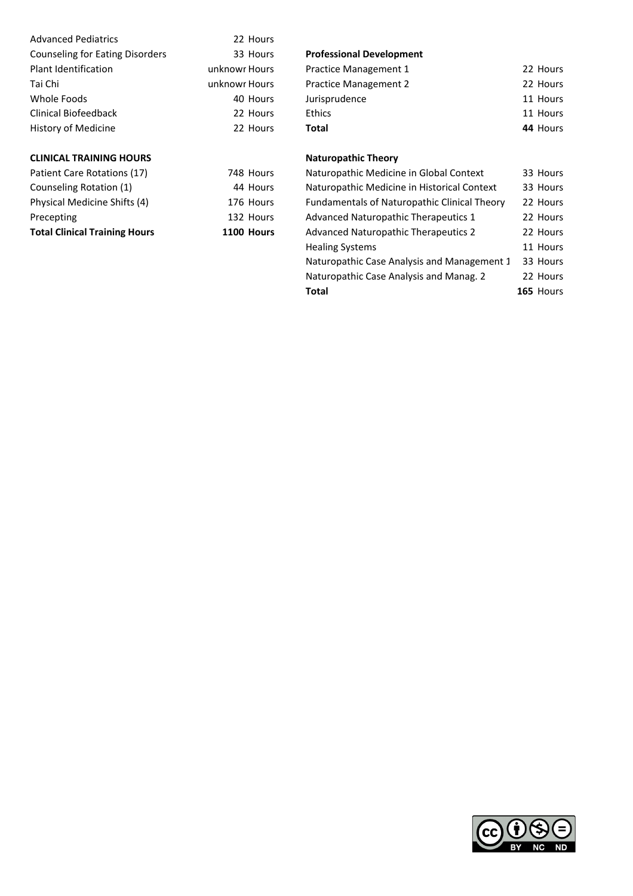| | |
|---|---|
| Advanced Pediatrics | 22 Hours |
| Counseling for Eating Disorders | 33 Hours |
| Plant Identification | unknowr Hours |
| Tai Chi | unknowr Hours |
| Whole Foods | 40 Hours |
| Clinical Biofeedback | 22 Hours |
| History of Medicine | 22 Hours |

**CLINICAL TRAINING HOURS**

| | |
|---|---|
| Patient Care Rotations (17) | 748 Hours |
| Counseling Rotation (1) | 44 Hours |
| Physical Medicine Shifts (4) | 176 Hours |
| Precepting | 132 Hours |
| **Total Clinical Training Hours** | **1100 Hours** |

**Professional Development**

| | |
|---|---|
| Practice Management 1 | 22 Hours |
| Practice Management 2 | 22 Hours |
| Jurisprudence | 11 Hours |
| Ethics | 11 Hours |
| **Total** | **44** Hours |

**Naturopathic Theory**

| | |
|---|---|
| Naturopathic Medicine in Global Context | 33 Hours |
| Naturopathic Medicine in Historical Context | 33 Hours |
| Fundamentals of Naturopathic Clinical Theory | 22 Hours |
| Advanced Naturopathic Therapeutics 1 | 22 Hours |
| Advanced Naturopathic Therapeutics 2 | 22 Hours |
| Healing Systems | 11 Hours |
| Naturopathic Case Analysis and Management 1 | 33 Hours |
| Naturopathic Case Analysis and Manag. 2 | 22 Hours |
| **Total** | **165** Hours |